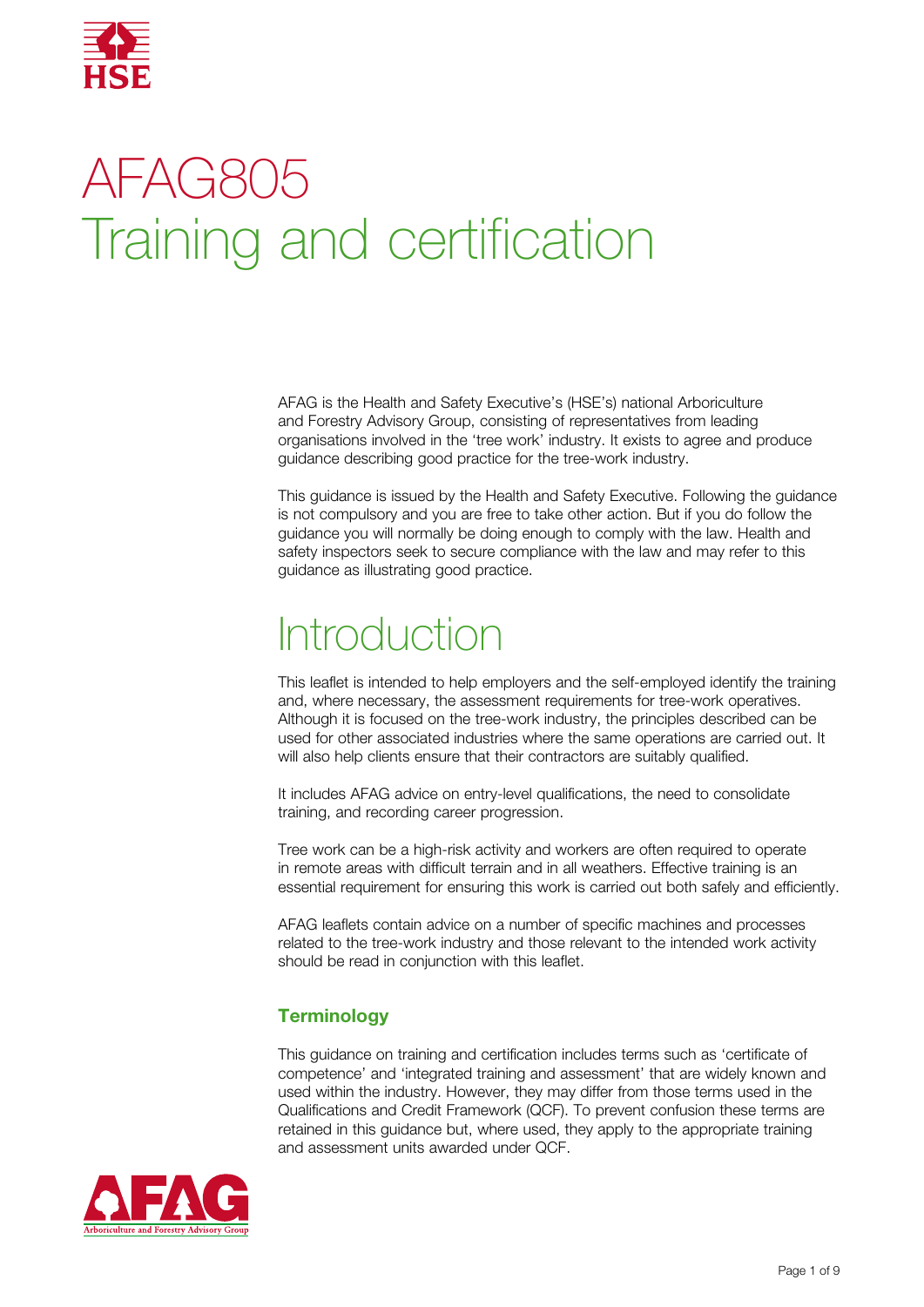# AFAG805 Training and certification

AFAG is the Health and Safety Executive's (HSE's) national Arboriculture and Forestry Advisory Group, consisting of representatives from leading organisations involved in the 'tree work' industry. It exists to agree and produce guidance describing good practice for the tree-work industry.

This guidance is issued by the Health and Safety Executive. Following the guidance is not compulsory and you are free to take other action. But if you do follow the guidance you will normally be doing enough to comply with the law. Health and safety inspectors seek to secure compliance with the law and may refer to this guidance as illustrating good practice.

## Introduction

This leaflet is intended to help employers and the self-employed identify the training and, where necessary, the assessment requirements for tree-work operatives. Although it is focused on the tree-work industry, the principles described can be used for other associated industries where the same operations are carried out. It will also help clients ensure that their contractors are suitably qualified.

It includes AFAG advice on entry-level qualifications, the need to consolidate training, and recording career progression.

Tree work can be a high-risk activity and workers are often required to operate in remote areas with difficult terrain and in all weathers. Effective training is an essential requirement for ensuring this work is carried out both safely and efficiently.

AFAG leaflets contain advice on a number of specific machines and processes related to the tree-work industry and those relevant to the intended work activity should be read in conjunction with this leaflet.

### Terminology

This guidance on training and certification includes terms such as 'certificate of competence' and 'integrated training and assessment' that are widely known and used within the industry. However, they may differ from those terms used in the Qualifications and Credit Framework (QCF). To prevent confusion these terms are retained in this guidance but, where used, they apply to the appropriate training and assessment units awarded under QCF.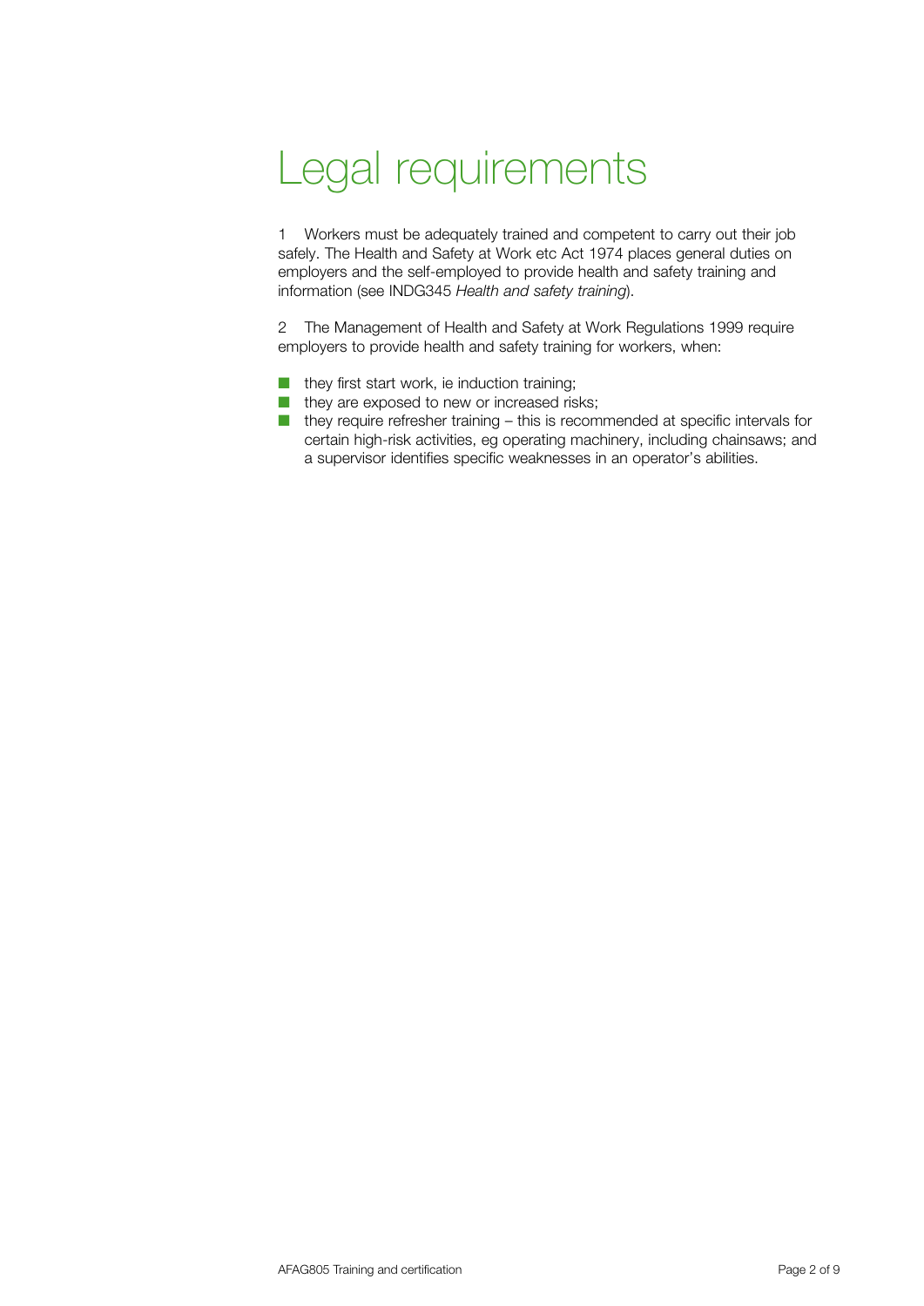# Legal requirements

1 Workers must be adequately trained and competent to carry out their job safely. The Health and Safety at Work etc Act 1974 places general duties on employers and the self-employed to provide health and safety training and information (see INDG345 *Health and safety training*).

2 The Management of Health and Safety at Work Regulations 1999 require employers to provide health and safety training for workers, when:

- they first start work, ie induction training;
- they are exposed to new or increased risks;
- they require refresher training – this is recommended at specific intervals for certain high-risk activities, eg operating machinery, including chainsaws; and a supervisor identifies specific weaknesses in an operator's abilities.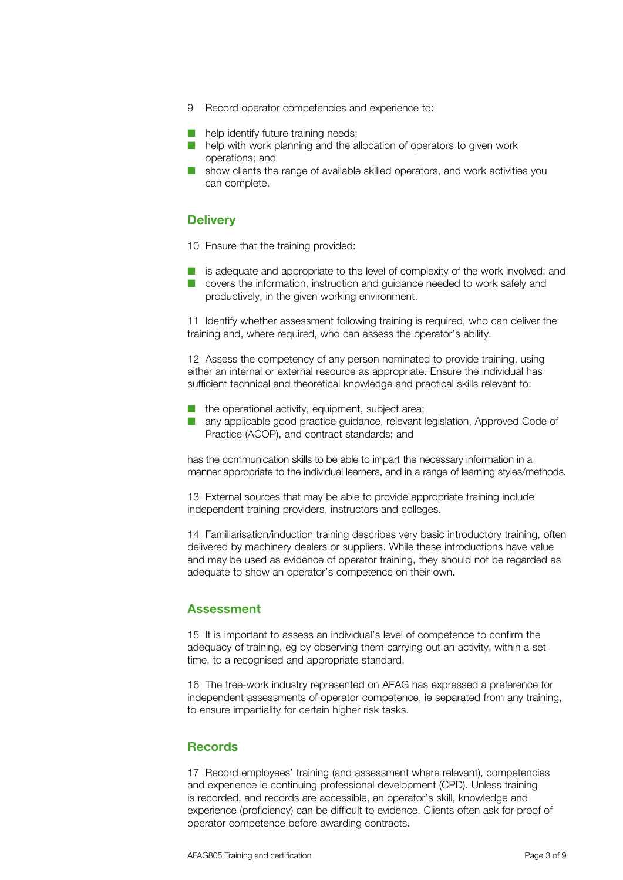9 Record operator competencies and experience to:

- help identify future training needs;
- help with work planning and the allocation of operators to given work operations; and
- show clients the range of available skilled operators, and work activities you can complete.

## Delivery

10 Ensure that the training provided:

- is adequate and appropriate to the level of complexity of the work involved; and
- covers the information, instruction and guidance needed to work safely and productively, in the given working environment.

11 Identify whether assessment following training is required, who can deliver the training and, where required, who can assess the operator's ability.

12 Assess the competency of any person nominated to provide training, using either an internal or external resource as appropriate. Ensure the individual has sufficient technical and theoretical knowledge and practical skills relevant to:

- the operational activity, equipment, subject area;
- any applicable good practice guidance, relevant legislation, Approved Code of Practice (ACOP), and contract standards; and

has the communication skills to be able to impart the necessary information in a manner appropriate to the individual learners, and in a range of learning styles/methods.

13 External sources that may be able to provide appropriate training include independent training providers, instructors and colleges.

14 Familiarisation/induction training describes very basic introductory training, often delivered by machinery dealers or suppliers. While these introductions have value and may be used as evidence of operator training, they should not be regarded as adequate to show an operator's competence on their own.

## Assessment

15 It is important to assess an individual's level of competence to confirm the adequacy of training, eg by observing them carrying out an activity, within a set time, to a recognised and appropriate standard.

16 The tree-work industry represented on AFAG has expressed a preference for independent assessments of operator competence, ie separated from any training, to ensure impartiality for certain higher risk tasks.

## Records

17 Record employees' training (and assessment where relevant), competencies and experience ie continuing professional development (CPD). Unless training is recorded, and records are accessible, an operator's skill, knowledge and experience (proficiency) can be difficult to evidence. Clients often ask for proof of operator competence before awarding contracts.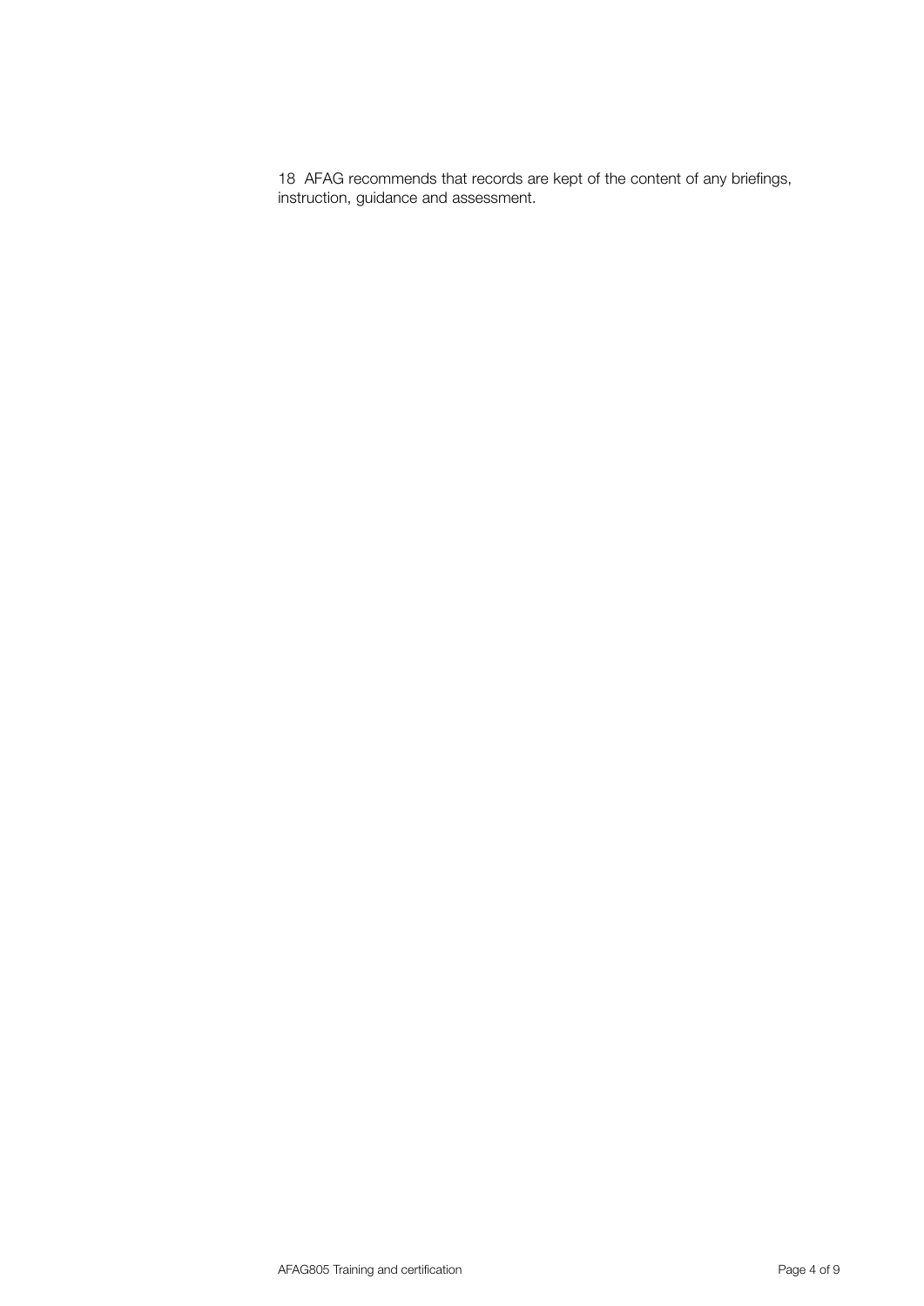18 AFAG recommends that records are kept of the content of any briefings, instruction, guidance and assessment.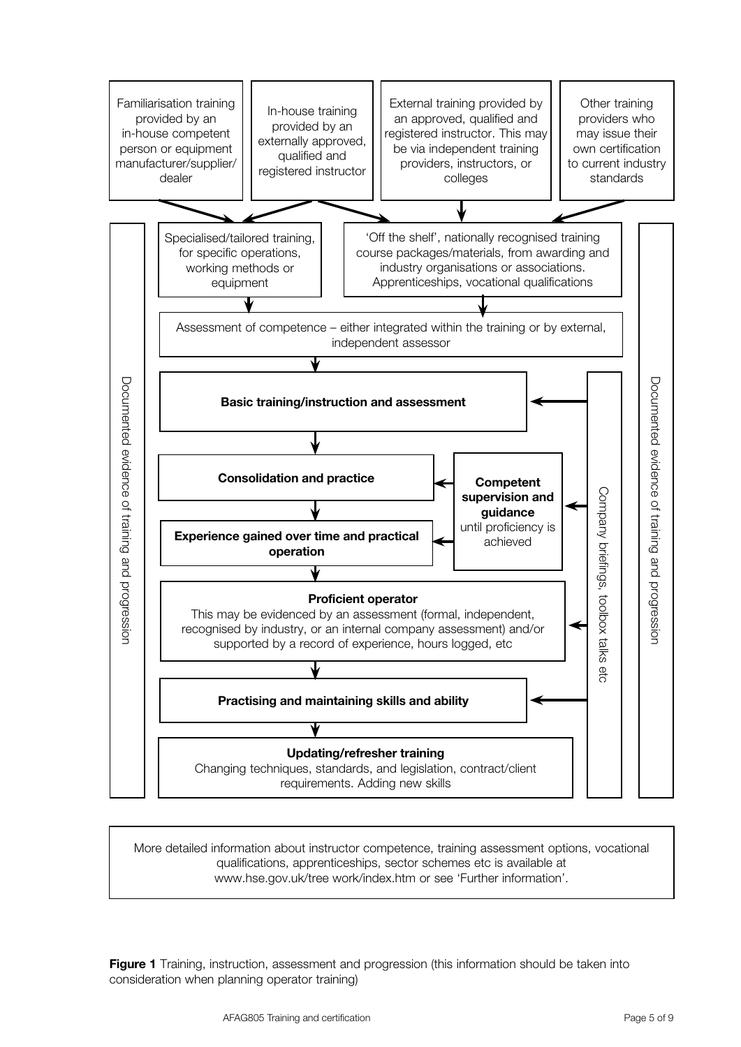Familiarisation training provided by an in-house competent person or equipment manufacturer/supplier/dealer

In-house training provided by an externally approved, qualified and registered instructor

External training provided by an approved, qualified and registered instructor. This may be via independent training providers, instructors, or colleges

Other training providers who may issue their own certification to current industry standards

Specialised/tailored training, for specific operations, working methods or equipment

'Off the shelf', nationally recognised training course packages/materials, from awarding and industry organisations or associations. Apprenticeships, vocational qualifications

Assessment of competence – either integrated within the training or by external, independent assessor

**Basic training/instruction and assessment**

**Consolidation and practice**

**Experience gained over time and practical operation**

**Competent supervision and guidance** until proficiency is achieved

**Proficient operator**
This may be evidenced by an assessment (formal, independent, recognised by industry, or an internal company assessment) and/or supported by a record of experience, hours logged, etc

**Practising and maintaining skills and ability**

**Updating/refresher training**
Changing techniques, standards, and legislation, contract/client requirements. Adding new skills

Company briefings, toolbox talks etc

Documented evidence of training and progression

More detailed information about instructor competence, training assessment options, vocational qualifications, apprenticeships, sector schemes etc is available at www.hse.gov.uk/tree work/index.htm or see 'Further information'.

**Figure 1** Training, instruction, assessment and progression (this information should be taken into consideration when planning operator training)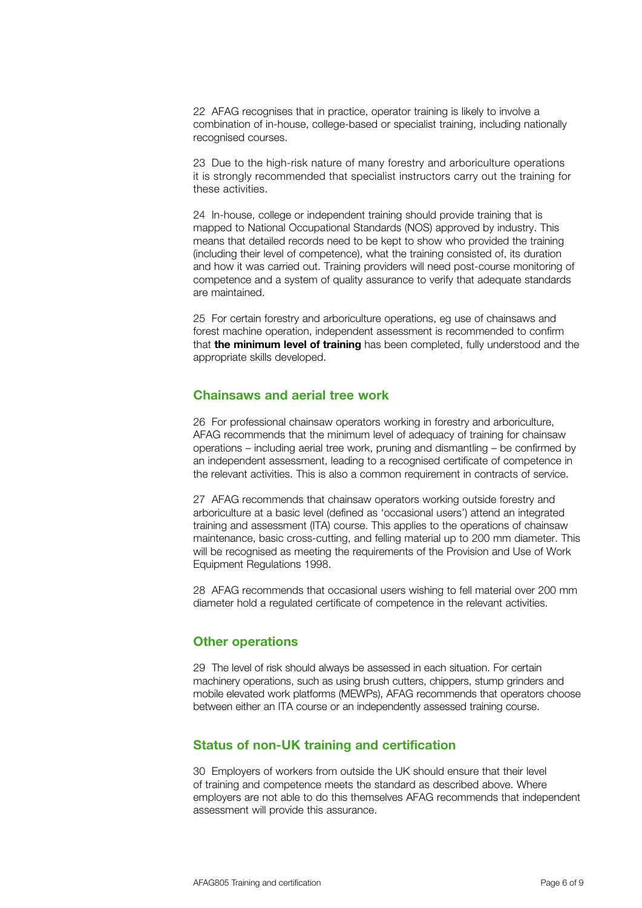22 AFAG recognises that in practice, operator training is likely to involve a combination of in-house, college-based or specialist training, including nationally recognised courses.

23 Due to the high-risk nature of many forestry and arboriculture operations it is strongly recommended that specialist instructors carry out the training for these activities.

24 In-house, college or independent training should provide training that is mapped to National Occupational Standards (NOS) approved by industry. This means that detailed records need to be kept to show who provided the training (including their level of competence), what the training consisted of, its duration and how it was carried out. Training providers will need post-course monitoring of competence and a system of quality assurance to verify that adequate standards are maintained.

25 For certain forestry and arboriculture operations, eg use of chainsaws and forest machine operation, independent assessment is recommended to confirm that **the minimum level of training** has been completed, fully understood and the appropriate skills developed.

## Chainsaws and aerial tree work

26 For professional chainsaw operators working in forestry and arboriculture, AFAG recommends that the minimum level of adequacy of training for chainsaw operations – including aerial tree work, pruning and dismantling – be confirmed by an independent assessment, leading to a recognised certificate of competence in the relevant activities. This is also a common requirement in contracts of service.

27 AFAG recommends that chainsaw operators working outside forestry and arboriculture at a basic level (defined as 'occasional users') attend an integrated training and assessment (ITA) course. This applies to the operations of chainsaw maintenance, basic cross-cutting, and felling material up to 200 mm diameter. This will be recognised as meeting the requirements of the Provision and Use of Work Equipment Regulations 1998.

28 AFAG recommends that occasional users wishing to fell material over 200 mm diameter hold a regulated certificate of competence in the relevant activities.

## Other operations

29 The level of risk should always be assessed in each situation. For certain machinery operations, such as using brush cutters, chippers, stump grinders and mobile elevated work platforms (MEWPs), AFAG recommends that operators choose between either an ITA course or an independently assessed training course.

## Status of non-UK training and certification

30 Employers of workers from outside the UK should ensure that their level of training and competence meets the standard as described above. Where employers are not able to do this themselves AFAG recommends that independent assessment will provide this assurance.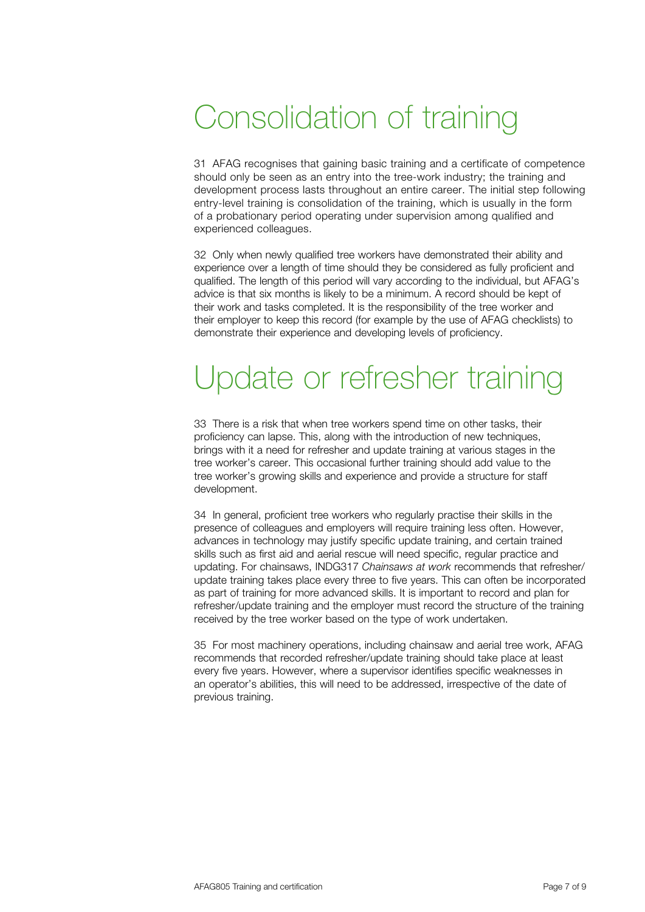# Consolidation of training

31 AFAG recognises that gaining basic training and a certificate of competence should only be seen as an entry into the tree-work industry; the training and development process lasts throughout an entire career. The initial step following entry-level training is consolidation of the training, which is usually in the form of a probationary period operating under supervision among qualified and experienced colleagues.

32 Only when newly qualified tree workers have demonstrated their ability and experience over a length of time should they be considered as fully proficient and qualified. The length of this period will vary according to the individual, but AFAG's advice is that six months is likely to be a minimum. A record should be kept of their work and tasks completed. It is the responsibility of the tree worker and their employer to keep this record (for example by the use of AFAG checklists) to demonstrate their experience and developing levels of proficiency.

# Update or refresher training

33 There is a risk that when tree workers spend time on other tasks, their proficiency can lapse. This, along with the introduction of new techniques, brings with it a need for refresher and update training at various stages in the tree worker's career. This occasional further training should add value to the tree worker's growing skills and experience and provide a structure for staff development.

34 In general, proficient tree workers who regularly practise their skills in the presence of colleagues and employers will require training less often. However, advances in technology may justify specific update training, and certain trained skills such as first aid and aerial rescue will need specific, regular practice and updating. For chainsaws, INDG317 *Chainsaws at work* recommends that refresher/update training takes place every three to five years. This can often be incorporated as part of training for more advanced skills. It is important to record and plan for refresher/update training and the employer must record the structure of the training received by the tree worker based on the type of work undertaken.

35 For most machinery operations, including chainsaw and aerial tree work, AFAG recommends that recorded refresher/update training should take place at least every five years. However, where a supervisor identifies specific weaknesses in an operator's abilities, this will need to be addressed, irrespective of the date of previous training.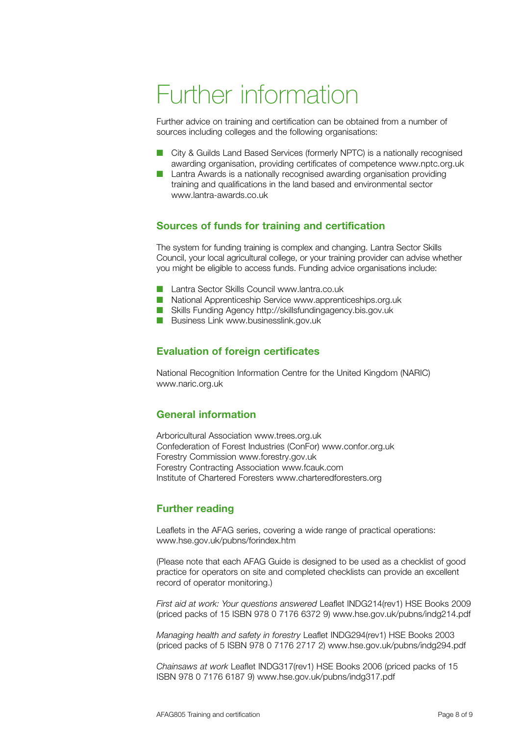# Further information

Further advice on training and certification can be obtained from a number of sources including colleges and the following organisations:

- City & Guilds Land Based Services (formerly NPTC) is a nationally recognised awarding organisation, providing certificates of competence www.nptc.org.uk
- Lantra Awards is a nationally recognised awarding organisation providing training and qualifications in the land based and environmental sector www.lantra-awards.co.uk

## Sources of funds for training and certification

The system for funding training is complex and changing. Lantra Sector Skills Council, your local agricultural college, or your training provider can advise whether you might be eligible to access funds. Funding advice organisations include:

- Lantra Sector Skills Council www.lantra.co.uk
- National Apprenticeship Service www.apprenticeships.org.uk
- Skills Funding Agency http://skillsfundingagency.bis.gov.uk
- Business Link www.businesslink.gov.uk

## Evaluation of foreign certificates

National Recognition Information Centre for the United Kingdom (NARIC) www.naric.org.uk

## General information

Arboricultural Association www.trees.org.uk
Confederation of Forest Industries (ConFor) www.confor.org.uk
Forestry Commission www.forestry.gov.uk
Forestry Contracting Association www.fcauk.com
Institute of Chartered Foresters www.charteredforesters.org

## Further reading

Leaflets in the AFAG series, covering a wide range of practical operations: www.hse.gov.uk/pubns/forindex.htm

(Please note that each AFAG Guide is designed to be used as a checklist of good practice for operators on site and completed checklists can provide an excellent record of operator monitoring.)

*First aid at work: Your questions answered* Leaflet INDG214(rev1) HSE Books 2009 (priced packs of 15 ISBN 978 0 7176 6372 9) www.hse.gov.uk/pubns/indg214.pdf

*Managing health and safety in forestry* Leaflet INDG294(rev1) HSE Books 2003 (priced packs of 5 ISBN 978 0 7176 2717 2) www.hse.gov.uk/pubns/indg294.pdf

*Chainsaws at work* Leaflet INDG317(rev1) HSE Books 2006 (priced packs of 15 ISBN 978 0 7176 6187 9) www.hse.gov.uk/pubns/indg317.pdf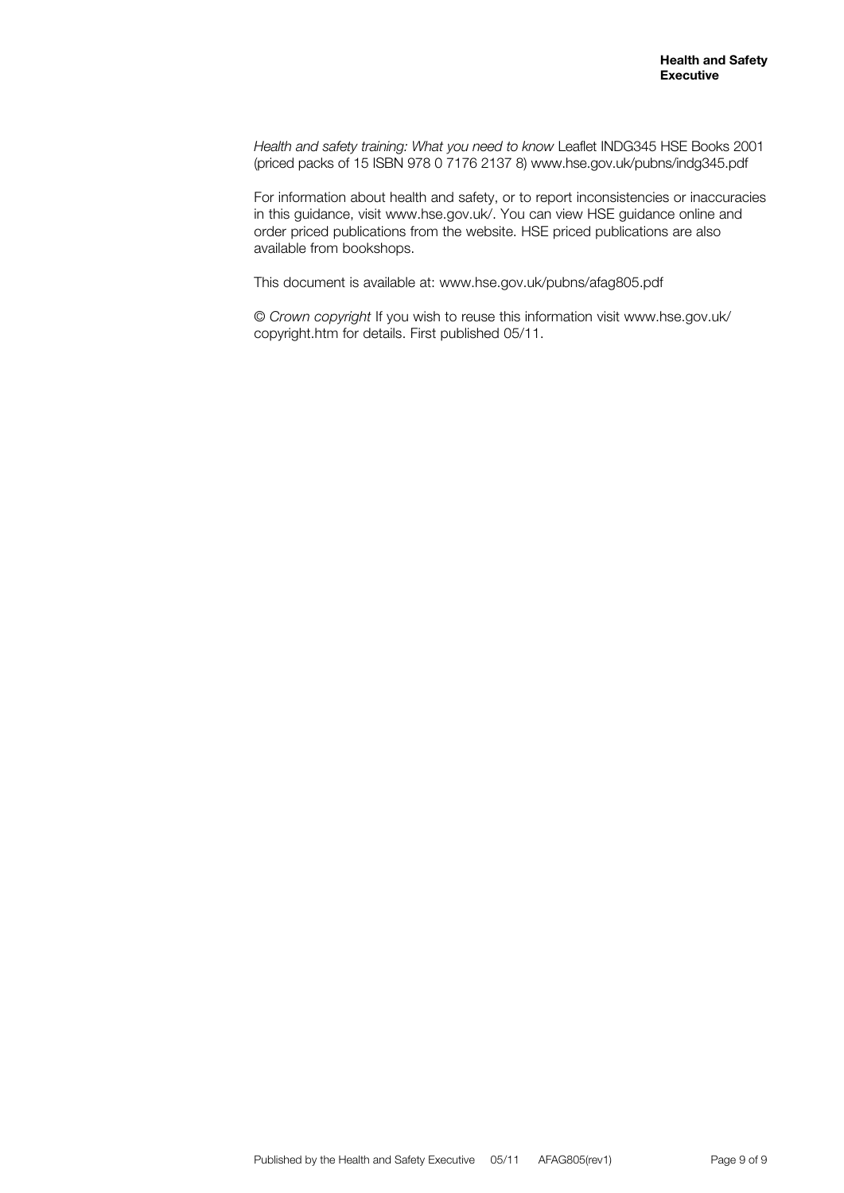*Health and safety training: What you need to know* Leaflet INDG345 HSE Books 2001 (priced packs of 15 ISBN 978 0 7176 2137 8) www.hse.gov.uk/pubns/indg345.pdf

For information about health and safety, or to report inconsistencies or inaccuracies in this guidance, visit www.hse.gov.uk/. You can view HSE guidance online and order priced publications from the website. HSE priced publications are also available from bookshops.

This document is available at: www.hse.gov.uk/pubns/afag805.pdf

© *Crown copyright* If you wish to reuse this information visit www.hse.gov.uk/copyright.htm for details. First published 05/11.

Published by the Health and Safety Executive 05/11 AFAG805(rev1)